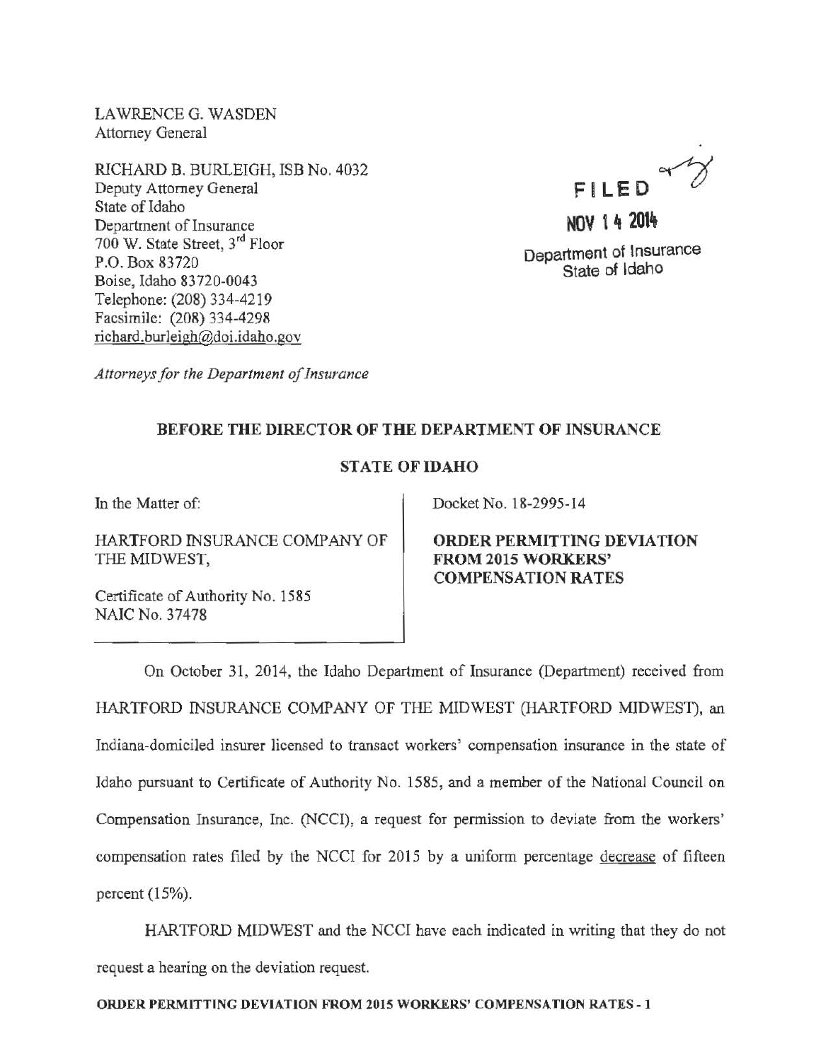LAWRENCE G. WASDEN
Attorney General

RICHARD B. BURLEIGH, ISB No. 4032
Deputy Attorney General
State of Idaho
Department of Insurance
700 W. State Street, 3rd Floor
P.O. Box 83720
Boise, Idaho 83720-0043
Telephone: (208) 334-4219
Facsimile: (208) 334-4298
richard.burleigh@doi.idaho.gov

*Attorneys for the Department of Insurance*

FILED
NOV 14 2014
Department of Insurance
State of Idaho

**BEFORE THE DIRECTOR OF THE DEPARTMENT OF INSURANCE**

**STATE OF IDAHO**

| In the Matter of:<br><br>HARTFORD INSURANCE COMPANY OF THE MIDWEST,<br><br>Certificate of Authority No. 1585<br>NAIC No. 37478 | Docket No. 18-2995-14<br><br>**ORDER PERMITTING DEVIATION FROM 2015 WORKERS' COMPENSATION RATES** |
|---|---|

On October 31, 2014, the Idaho Department of Insurance (Department) received from HARTFORD INSURANCE COMPANY OF THE MIDWEST (HARTFORD MIDWEST), an Indiana-domiciled insurer licensed to transact workers' compensation insurance in the state of Idaho pursuant to Certificate of Authority No. 1585, and a member of the National Council on Compensation Insurance, Inc. (NCCI), a request for permission to deviate from the workers' compensation rates filed by the NCCI for 2015 by a uniform percentage <u>decrease</u> of fifteen percent (15%).

HARTFORD MIDWEST and the NCCI have each indicated in writing that they do not request a hearing on the deviation request.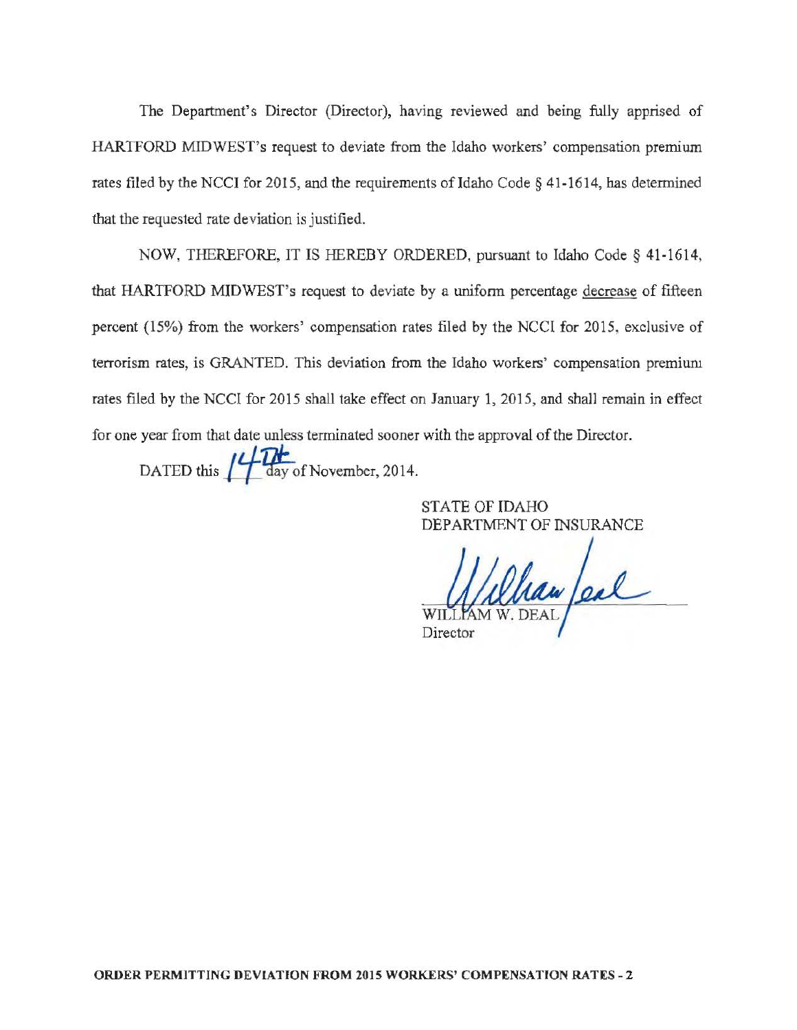The Department's Director (Director), having reviewed and being fully apprised of HARTFORD MIDWEST's request to deviate from the Idaho workers' compensation premium rates filed by the NCCI for 2015, and the requirements of Idaho Code § 41-1614, has determined that the requested rate deviation is justified.

NOW, THEREFORE, IT IS HEREBY ORDERED, pursuant to Idaho Code § 41-1614, that HARTFORD MIDWEST's request to deviate by a uniform percentage decrease of fifteen percent (15%) from the workers' compensation rates filed by the NCCI for 2015, exclusive of terrorism rates, is GRANTED. This deviation from the Idaho workers' compensation premium rates filed by the NCCI for 2015 shall take effect on January 1, 2015, and shall remain in effect for one year from that date unless terminated sooner with the approval of the Director.

DATED this 14TH day of November, 2014.

STATE OF IDAHO
DEPARTMENT OF INSURANCE

William Deal
WILLIAM W. DEAL
Director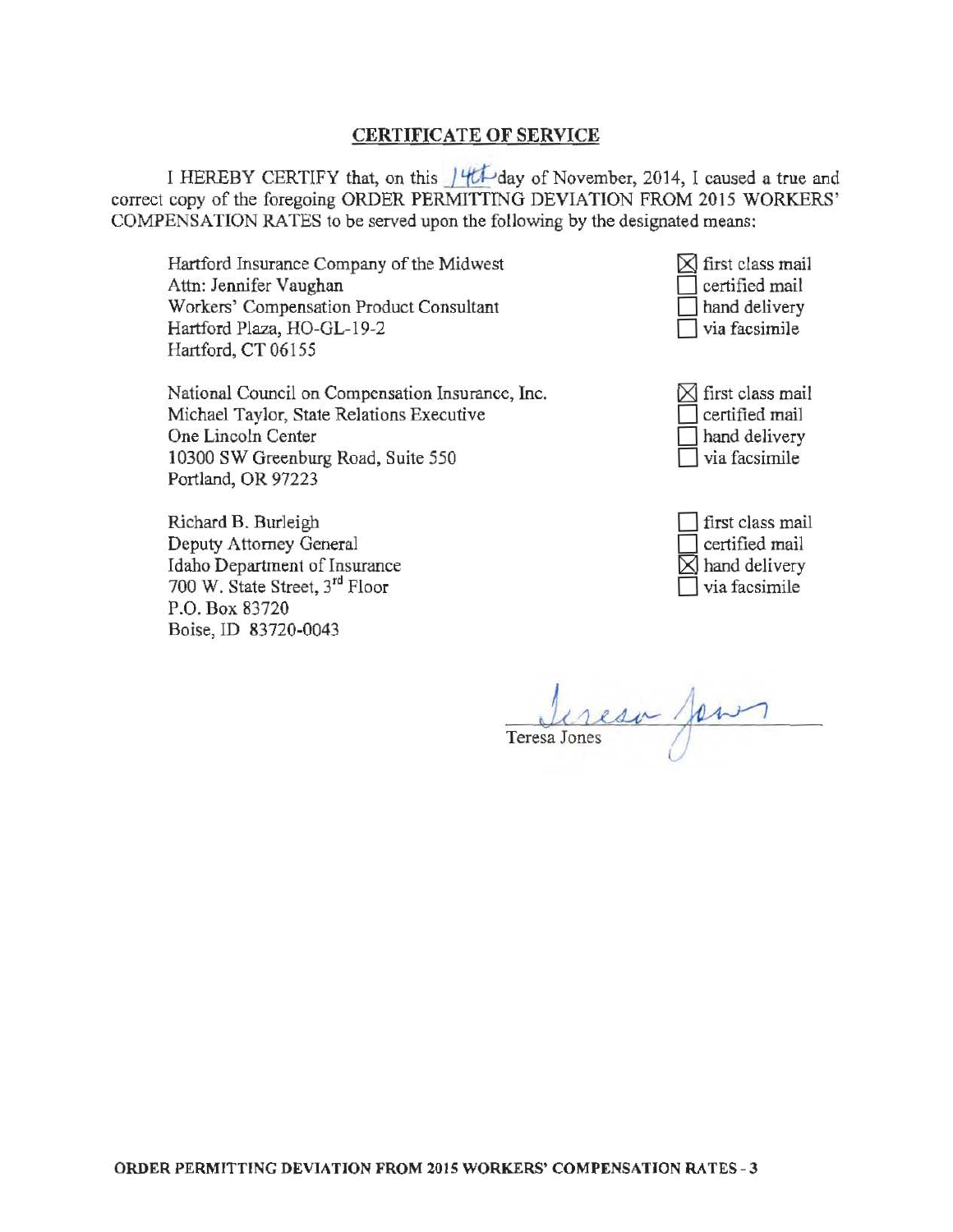## CERTIFICATE OF SERVICE

I HEREBY CERTIFY that, on this 14th day of November, 2014, I caused a true and correct copy of the foregoing ORDER PERMITTING DEVIATION FROM 2015 WORKERS' COMPENSATION RATES to be served upon the following by the designated means:

| | |
|---|---|
| Hartford Insurance Company of the Midwest<br>Attn: Jennifer Vaughan<br>Workers' Compensation Product Consultant<br>Hartford Plaza, HO-GL-19-2<br>Hartford, CT 06155 | ☒ first class mail<br>☐ certified mail<br>☐ hand delivery<br>☐ via facsimile |
| National Council on Compensation Insurance, Inc.<br>Michael Taylor, State Relations Executive<br>One Lincoln Center<br>10300 SW Greenburg Road, Suite 550<br>Portland, OR 97223 | ☒ first class mail<br>☐ certified mail<br>☐ hand delivery<br>☐ via facsimile |
| Richard B. Burleigh<br>Deputy Attorney General<br>Idaho Department of Insurance<br>700 W. State Street, 3rd Floor<br>P.O. Box 83720<br>Boise, ID 83720-0043 | ☐ first class mail<br>☐ certified mail<br>☒ hand delivery<br>☐ via facsimile |

Teresa Jones

Teresa Jones